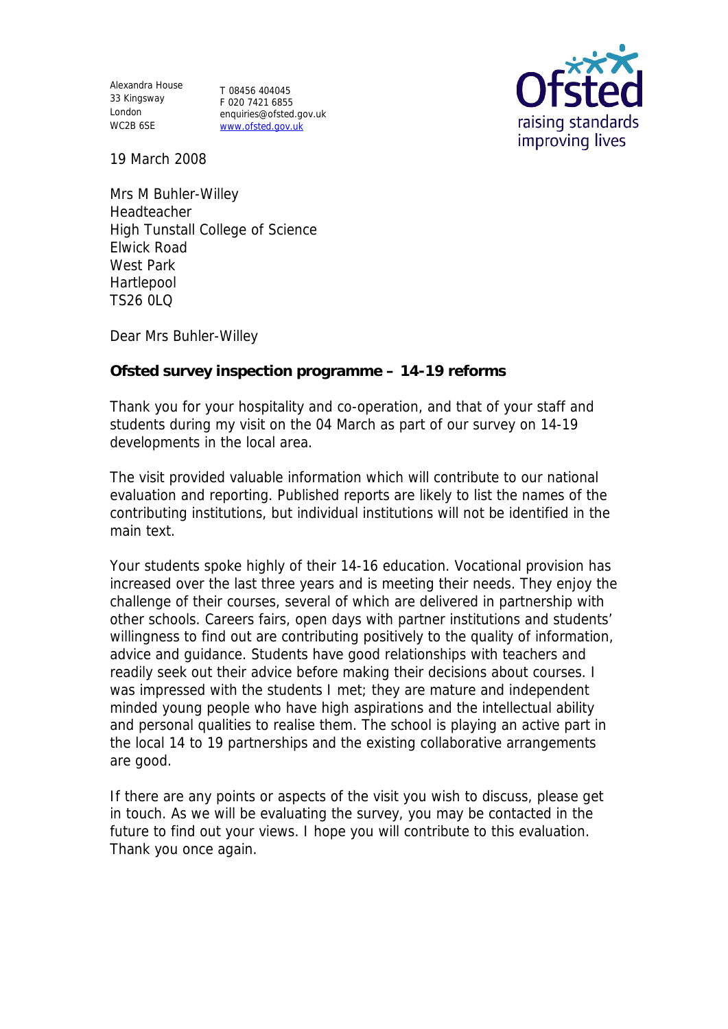Alexandra House
33 Kingsway
London
WC2B 6SE

T 08456 404045
F 020 7421 6855
enquiries@ofsted.gov.uk
www.ofsted.gov.uk

Ofsted
raising standards
improving lives

19 March 2008

Mrs M Buhler-Willey
Headteacher
High Tunstall College of Science
Elwick Road
West Park
Hartlepool
TS26 0LQ

Dear Mrs Buhler-Willey

**Ofsted survey inspection programme – 14-19 reforms**

Thank you for your hospitality and co-operation, and that of your staff and students during my visit on the 04 March as part of our survey on 14-19 developments in the local area.

The visit provided valuable information which will contribute to our national evaluation and reporting. Published reports are likely to list the names of the contributing institutions, but individual institutions will not be identified in the main text.

Your students spoke highly of their 14-16 education. Vocational provision has increased over the last three years and is meeting their needs. They enjoy the challenge of their courses, several of which are delivered in partnership with other schools. Careers fairs, open days with partner institutions and students' willingness to find out are contributing positively to the quality of information, advice and guidance. Students have good relationships with teachers and readily seek out their advice before making their decisions about courses. I was impressed with the students I met; they are mature and independent minded young people who have high aspirations and the intellectual ability and personal qualities to realise them. The school is playing an active part in the local 14 to 19 partnerships and the existing collaborative arrangements are good.

If there are any points or aspects of the visit you wish to discuss, please get in touch. As we will be evaluating the survey, you may be contacted in the future to find out your views. I hope you will contribute to this evaluation. Thank you once again.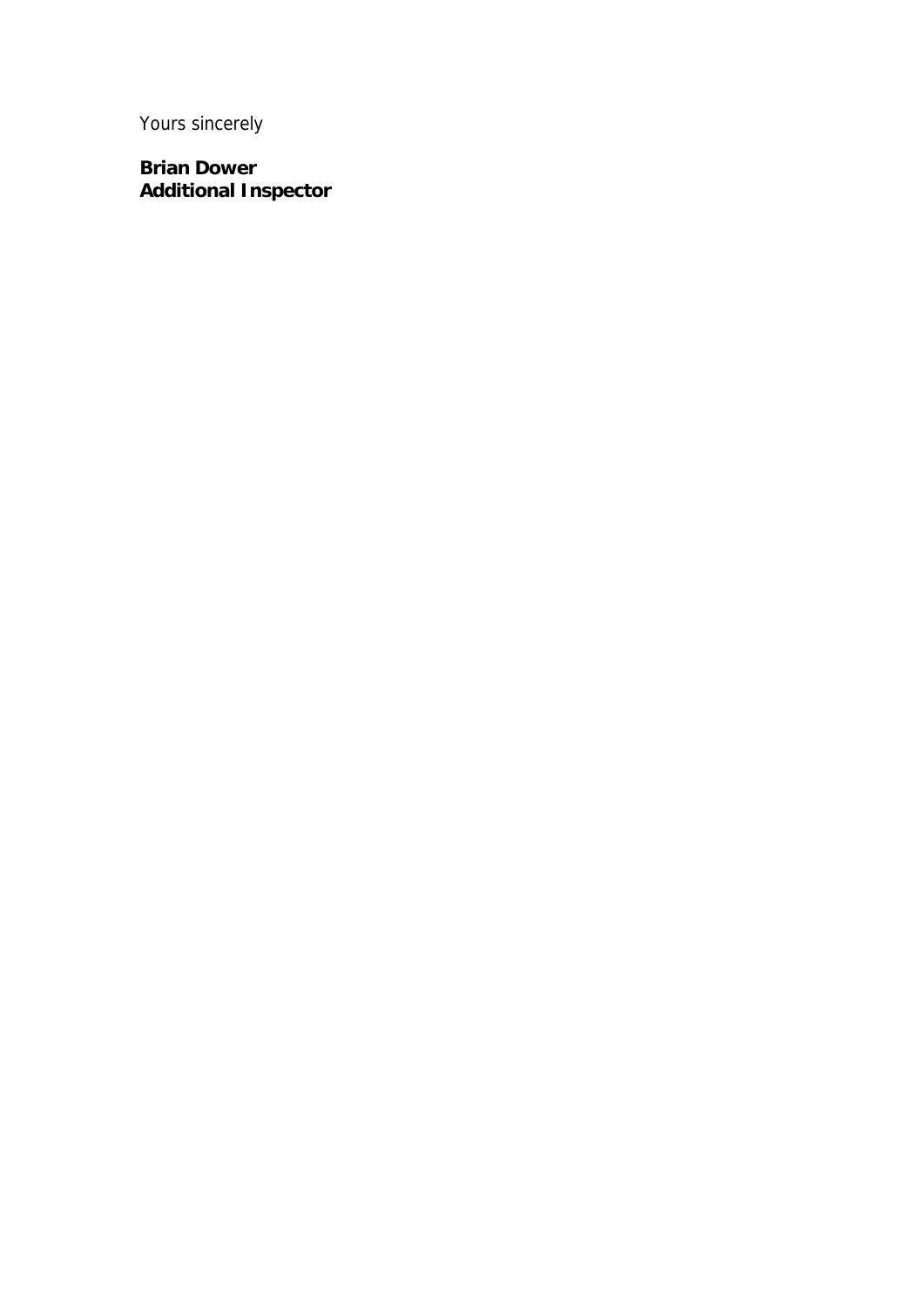Yours sincerely

**Brian Dower**
**Additional Inspector**